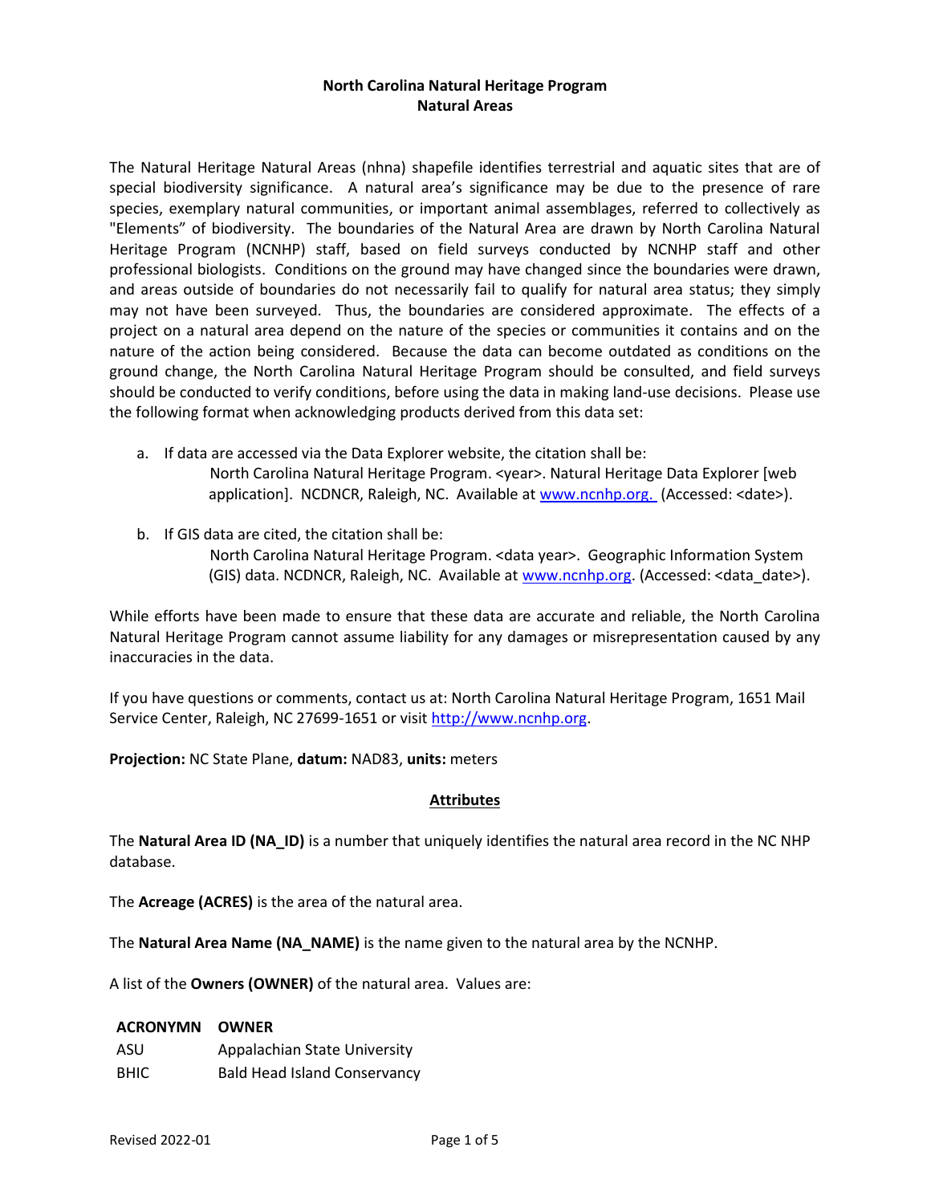# North Carolina Natural Heritage Program
## Natural Areas

The Natural Heritage Natural Areas (nhna) shapefile identifies terrestrial and aquatic sites that are of special biodiversity significance. A natural area's significance may be due to the presence of rare species, exemplary natural communities, or important animal assemblages, referred to collectively as "Elements" of biodiversity. The boundaries of the Natural Area are drawn by North Carolina Natural Heritage Program (NCNHP) staff, based on field surveys conducted by NCNHP staff and other professional biologists. Conditions on the ground may have changed since the boundaries were drawn, and areas outside of boundaries do not necessarily fail to qualify for natural area status; they simply may not have been surveyed. Thus, the boundaries are considered approximate. The effects of a project on a natural area depend on the nature of the species or communities it contains and on the nature of the action being considered. Because the data can become outdated as conditions on the ground change, the North Carolina Natural Heritage Program should be consulted, and field surveys should be conducted to verify conditions, before using the data in making land-use decisions. Please use the following format when acknowledging products derived from this data set:

a. If data are accessed via the Data Explorer website, the citation shall be:
   North Carolina Natural Heritage Program. <year>. Natural Heritage Data Explorer [web application]. NCDNCR, Raleigh, NC. Available at www.ncnhp.org. (Accessed: <date>).

b. If GIS data are cited, the citation shall be:
   North Carolina Natural Heritage Program. <data year>. Geographic Information System (GIS) data. NCDNCR, Raleigh, NC. Available at www.ncnhp.org. (Accessed: <data_date>).

While efforts have been made to ensure that these data are accurate and reliable, the North Carolina Natural Heritage Program cannot assume liability for any damages or misrepresentation caused by any inaccuracies in the data.

If you have questions or comments, contact us at: North Carolina Natural Heritage Program, 1651 Mail Service Center, Raleigh, NC 27699-1651 or visit http://www.ncnhp.org.

**Projection:** NC State Plane, **datum:** NAD83, **units:** meters

## Attributes

The **Natural Area ID (NA_ID)** is a number that uniquely identifies the natural area record in the NC NHP database.

The **Acreage (ACRES)** is the area of the natural area.

The **Natural Area Name (NA_NAME)** is the name given to the natural area by the NCNHP.

A list of the **Owners (OWNER)** of the natural area. Values are:

| ACRONYMN | OWNER |
|---|---|
| ASU | Appalachian State University |
| BHIC | Bald Head Island Conservancy |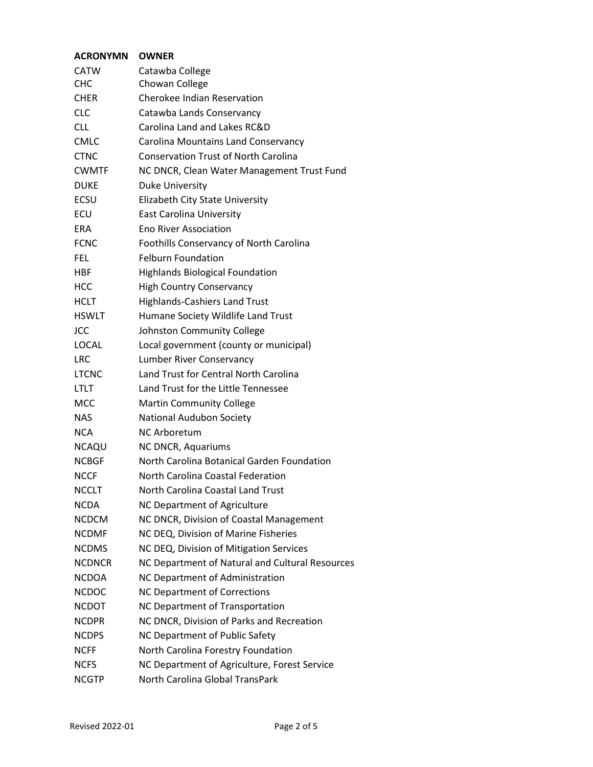| ACRONYMN | OWNER |
|---|---|
| CATW | Catawba College |
| CHC | Chowan College |
| CHER | Cherokee Indian Reservation |
| CLC | Catawba Lands Conservancy |
| CLL | Carolina Land and Lakes RC&D |
| CMLC | Carolina Mountains Land Conservancy |
| CTNC | Conservation Trust of North Carolina |
| CWMTF | NC DNCR, Clean Water Management Trust Fund |
| DUKE | Duke University |
| ECSU | Elizabeth City State University |
| ECU | East Carolina University |
| ERA | Eno River Association |
| FCNC | Foothills Conservancy of North Carolina |
| FEL | Felburn Foundation |
| HBF | Highlands Biological Foundation |
| HCC | High Country Conservancy |
| HCLT | Highlands-Cashiers Land Trust |
| HSWLT | Humane Society Wildlife Land Trust |
| JCC | Johnston Community College |
| LOCAL | Local government (county or municipal) |
| LRC | Lumber River Conservancy |
| LTCNC | Land Trust for Central North Carolina |
| LTLT | Land Trust for the Little Tennessee |
| MCC | Martin Community College |
| NAS | National Audubon Society |
| NCA | NC Arboretum |
| NCAQU | NC DNCR, Aquariums |
| NCBGF | North Carolina Botanical Garden Foundation |
| NCCF | North Carolina Coastal Federation |
| NCCLT | North Carolina Coastal Land Trust |
| NCDA | NC Department of Agriculture |
| NCDCM | NC DNCR, Division of Coastal Management |
| NCDMF | NC DEQ, Division of Marine Fisheries |
| NCDMS | NC DEQ, Division of Mitigation Services |
| NCDNCR | NC Department of Natural and Cultural Resources |
| NCDOA | NC Department of Administration |
| NCDOC | NC Department of Corrections |
| NCDOT | NC Department of Transportation |
| NCDPR | NC DNCR, Division of Parks and Recreation |
| NCDPS | NC Department of Public Safety |
| NCFF | North Carolina Forestry Foundation |
| NCFS | NC Department of Agriculture, Forest Service |
| NCGTP | North Carolina Global TransPark |

Revised 2022-01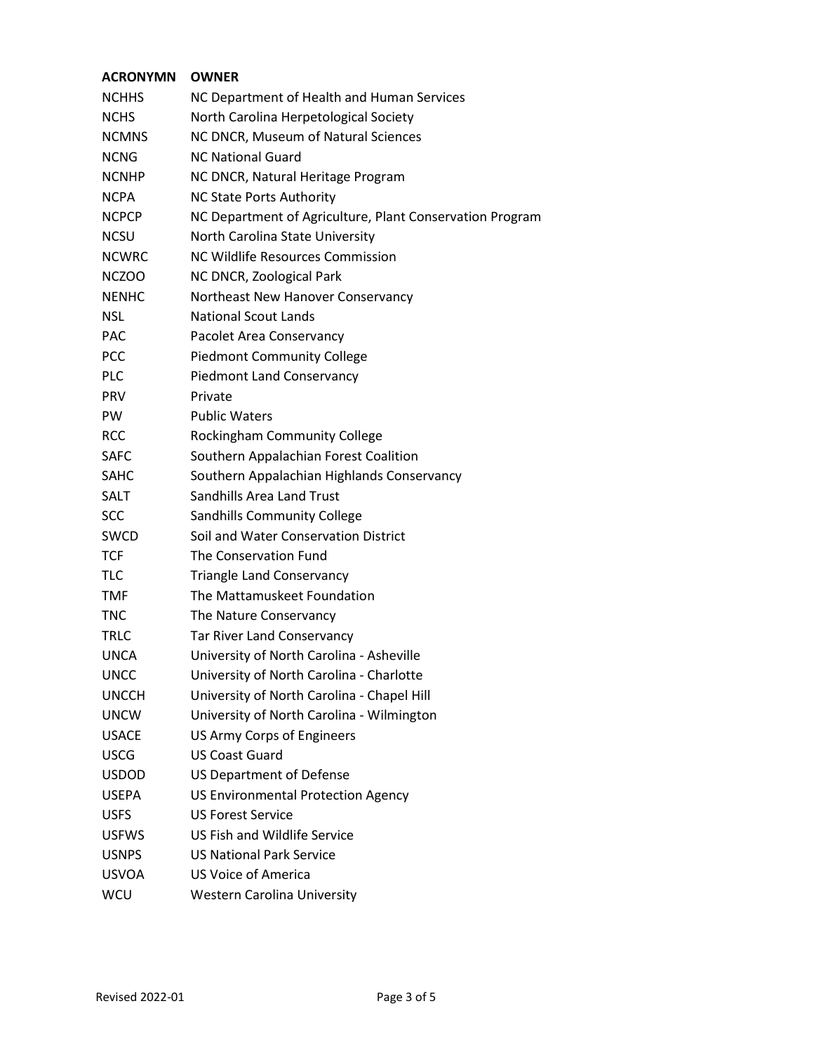| ACRONYMN | OWNER |
|---|---|
| NCHHS | NC Department of Health and Human Services |
| NCHS | North Carolina Herpetological Society |
| NCMNS | NC DNCR, Museum of Natural Sciences |
| NCNG | NC National Guard |
| NCNHP | NC DNCR, Natural Heritage Program |
| NCPA | NC State Ports Authority |
| NCPCP | NC Department of Agriculture, Plant Conservation Program |
| NCSU | North Carolina State University |
| NCWRC | NC Wildlife Resources Commission |
| NCZOO | NC DNCR, Zoological Park |
| NENHC | Northeast New Hanover Conservancy |
| NSL | National Scout Lands |
| PAC | Pacolet Area Conservancy |
| PCC | Piedmont Community College |
| PLC | Piedmont Land Conservancy |
| PRV | Private |
| PW | Public Waters |
| RCC | Rockingham Community College |
| SAFC | Southern Appalachian Forest Coalition |
| SAHC | Southern Appalachian Highlands Conservancy |
| SALT | Sandhills Area Land Trust |
| SCC | Sandhills Community College |
| SWCD | Soil and Water Conservation District |
| TCF | The Conservation Fund |
| TLC | Triangle Land Conservancy |
| TMF | The Mattamuskeet Foundation |
| TNC | The Nature Conservancy |
| TRLC | Tar River Land Conservancy |
| UNCA | University of North Carolina - Asheville |
| UNCC | University of North Carolina - Charlotte |
| UNCCH | University of North Carolina - Chapel Hill |
| UNCW | University of North Carolina - Wilmington |
| USACE | US Army Corps of Engineers |
| USCG | US Coast Guard |
| USDOD | US Department of Defense |
| USEPA | US Environmental Protection Agency |
| USFS | US Forest Service |
| USFWS | US Fish and Wildlife Service |
| USNPS | US National Park Service |
| USVOA | US Voice of America |
| WCU | Western Carolina University |

Revised 2022-01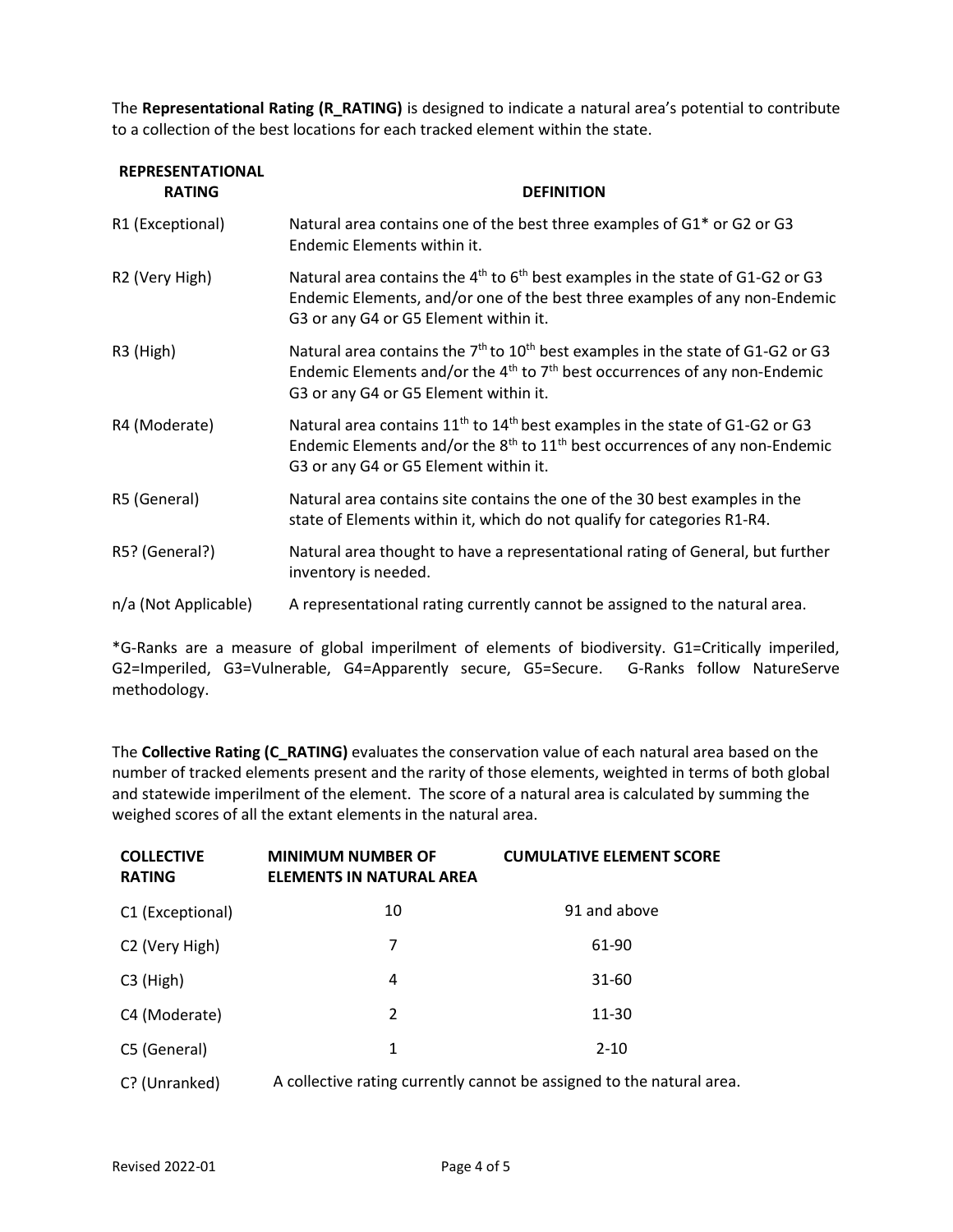The **Representational Rating (R_RATING)** is designed to indicate a natural area's potential to contribute to a collection of the best locations for each tracked element within the state.

| REPRESENTATIONAL RATING | DEFINITION |
|---|---|
| R1 (Exceptional) | Natural area contains one of the best three examples of G1* or G2 or G3 Endemic Elements within it. |
| R2 (Very High) | Natural area contains the 4th to 6th best examples in the state of G1-G2 or G3 Endemic Elements, and/or one of the best three examples of any non-Endemic G3 or any G4 or G5 Element within it. |
| R3 (High) | Natural area contains the 7th to 10th best examples in the state of G1-G2 or G3 Endemic Elements and/or the 4th to 7th best occurrences of any non-Endemic G3 or any G4 or G5 Element within it. |
| R4 (Moderate) | Natural area contains 11th to 14th best examples in the state of G1-G2 or G3 Endemic Elements and/or the 8th to 11th best occurrences of any non-Endemic G3 or any G4 or G5 Element within it. |
| R5 (General) | Natural area contains site contains the one of the 30 best examples in the state of Elements within it, which do not qualify for categories R1-R4. |
| R5? (General?) | Natural area thought to have a representational rating of General, but further inventory is needed. |
| n/a (Not Applicable) | A representational rating currently cannot be assigned to the natural area. |

*G-Ranks are a measure of global imperilment of elements of biodiversity. G1=Critically imperiled, G2=Imperiled, G3=Vulnerable, G4=Apparently secure, G5=Secure. G-Ranks follow NatureServe methodology.

The **Collective Rating (C_RATING)** evaluates the conservation value of each natural area based on the number of tracked elements present and the rarity of those elements, weighted in terms of both global and statewide imperilment of the element. The score of a natural area is calculated by summing the weighed scores of all the extant elements in the natural area.

| COLLECTIVE RATING | MINIMUM NUMBER OF ELEMENTS IN NATURAL AREA | CUMULATIVE ELEMENT SCORE |
|---|---|---|
| C1 (Exceptional) | 10 | 91 and above |
| C2 (Very High) | 7 | 61-90 |
| C3 (High) | 4 | 31-60 |
| C4 (Moderate) | 2 | 11-30 |
| C5 (General) | 1 | 2-10 |
| C? (Unranked) | A collective rating currently cannot be assigned to the natural area. | |

Revised 2022-01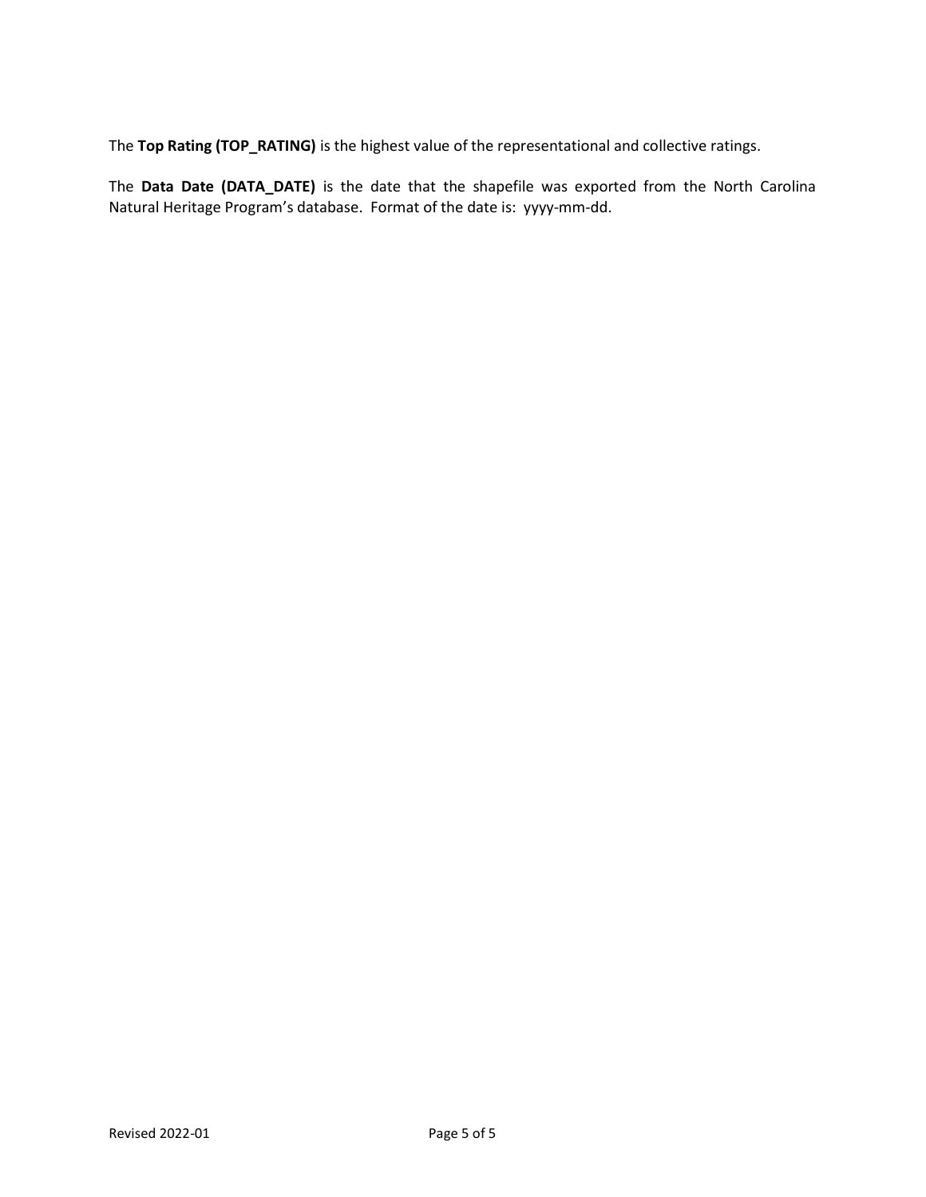The **Top Rating (TOP_RATING)** is the highest value of the representational and collective ratings.

The **Data Date (DATA_DATE)** is the date that the shapefile was exported from the North Carolina Natural Heritage Program's database. Format of the date is: yyyy-mm-dd.